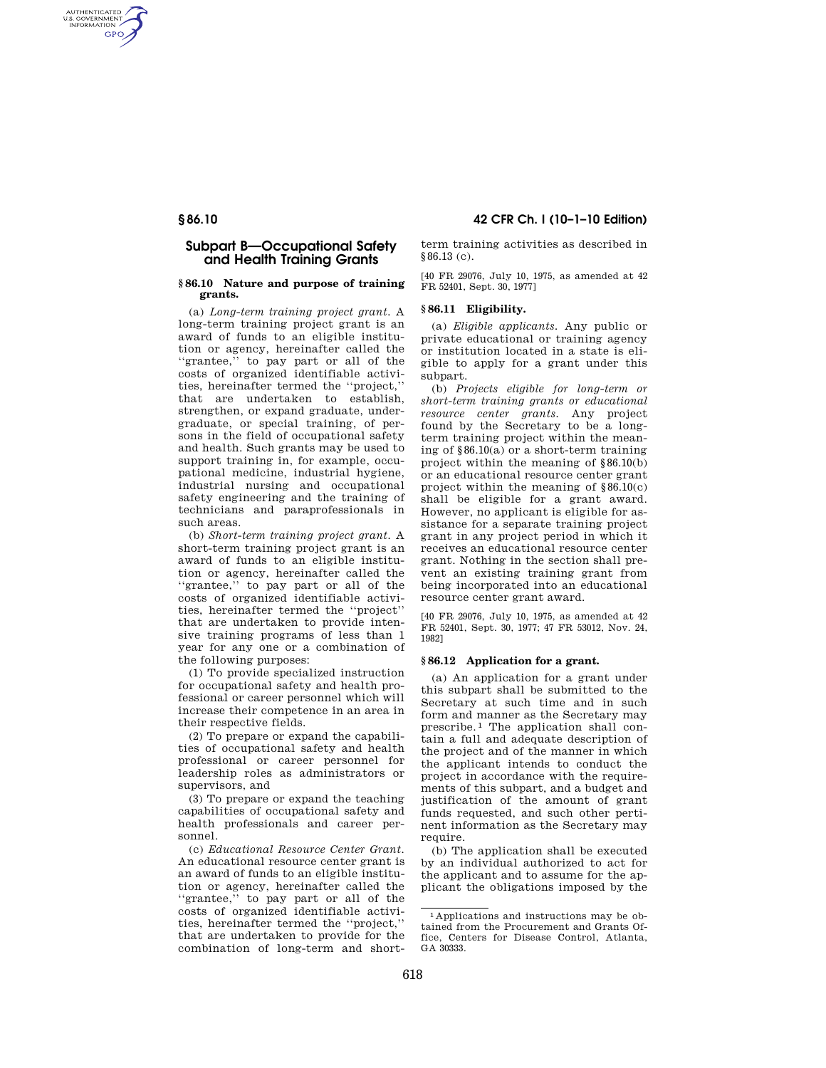## Subpart B—Occupational Safety and Health Training Grants

### § 86.10 Nature and purpose of training grants.

(a) *Long-term training project grant.* A long-term training project grant is an award of funds to an eligible institution or agency, hereinafter called the ''grantee,'' to pay part or all of the costs of organized identifiable activities, hereinafter termed the ''project,'' that are undertaken to establish, strengthen, or expand graduate, undergraduate, or special training, of persons in the field of occupational safety and health. Such grants may be used to support training in, for example, occupational medicine, industrial hygiene, industrial nursing and occupational safety engineering and the training of technicians and paraprofessionals in such areas.

(b) *Short-term training project grant.* A short-term training project grant is an award of funds to an eligible institution or agency, hereinafter called the ''grantee,'' to pay part or all of the costs of organized identifiable activities, hereinafter termed the ''project'' that are undertaken to provide intensive training programs of less than 1 year for any one or a combination of the following purposes:

(1) To provide specialized instruction for occupational safety and health professional or career personnel which will increase their competence in an area in their respective fields.

(2) To prepare or expand the capabilities of occupational safety and health professional or career personnel for leadership roles as administrators or supervisors, and

(3) To prepare or expand the teaching capabilities of occupational safety and health professionals and career personnel.

(c) *Educational Resource Center Grant.* An educational resource center grant is an award of funds to an eligible institution or agency, hereinafter called the ''grantee,'' to pay part or all of the costs of organized identifiable activities, hereinafter termed the ''project,'' that are undertaken to provide for the combination of long-term and short-term training activities as described in § 86.13 (c).

[40 FR 29076, July 10, 1975, as amended at 42 FR 52401, Sept. 30, 1977]

### § 86.11 Eligibility.

(a) *Eligible applicants.* Any public or private educational or training agency or institution located in a state is eligible to apply for a grant under this subpart.

(b) *Projects eligible for long-term or short-term training grants or educational resource center grants.* Any project found by the Secretary to be a long-term training project within the meaning of § 86.10(a) or a short-term training project within the meaning of § 86.10(b) or an educational resource center grant project within the meaning of § 86.10(c) shall be eligible for a grant award. However, no applicant is eligible for assistance for a separate training project grant in any project period in which it receives an educational resource center grant. Nothing in the section shall prevent an existing training grant from being incorporated into an educational resource center grant award.

[40 FR 29076, July 10, 1975, as amended at 42 FR 52401, Sept. 30, 1977; 47 FR 53012, Nov. 24, 1982]

### § 86.12 Application for a grant.

(a) An application for a grant under this subpart shall be submitted to the Secretary at such time and in such form and manner as the Secretary may prescribe.[1] The application shall contain a full and adequate description of the project and of the manner in which the applicant intends to conduct the project in accordance with the requirements of this subpart, and a budget and justification of the amount of grant funds requested, and such other pertinent information as the Secretary may require.

(b) The application shall be executed by an individual authorized to act for the applicant and to assume for the applicant the obligations imposed by the

[1] Applications and instructions may be obtained from the Procurement and Grants Office, Centers for Disease Control, Atlanta, GA 30333.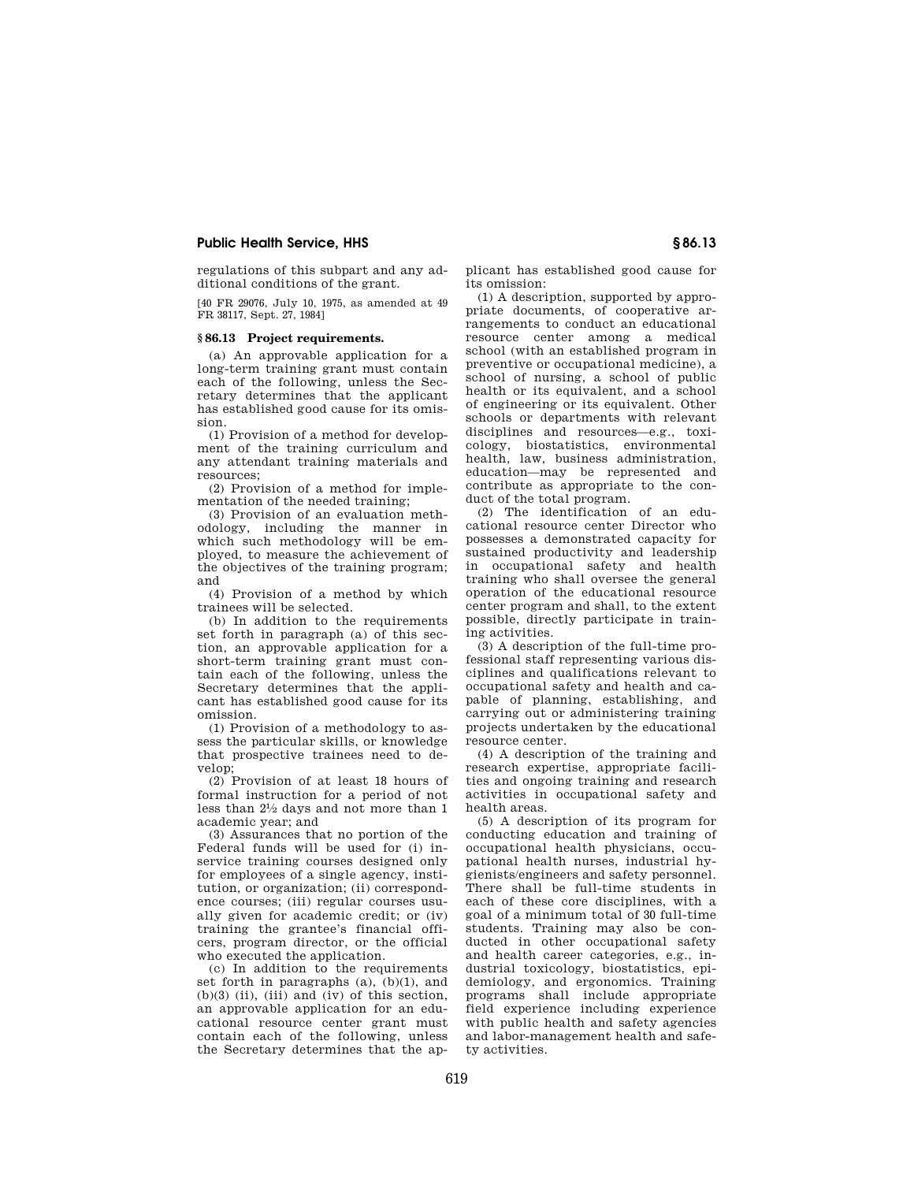regulations of this subpart and any additional conditions of the grant.

[40 FR 29076, July 10, 1975, as amended at 49 FR 38117, Sept. 27, 1984]

### § 86.13 Project requirements.

(a) An approvable application for a long-term training grant must contain each of the following, unless the Secretary determines that the applicant has established good cause for its omission.

(1) Provision of a method for development of the training curriculum and any attendant training materials and resources;

(2) Provision of a method for implementation of the needed training;

(3) Provision of an evaluation methodology, including the manner in which such methodology will be employed, to measure the achievement of the objectives of the training program; and

(4) Provision of a method by which trainees will be selected.

(b) In addition to the requirements set forth in paragraph (a) of this section, an approvable application for a short-term training grant must contain each of the following, unless the Secretary determines that the applicant has established good cause for its omission.

(1) Provision of a methodology to assess the particular skills, or knowledge that prospective trainees need to develop;

(2) Provision of at least 18 hours of formal instruction for a period of not less than 2½ days and not more than 1 academic year; and

(3) Assurances that no portion of the Federal funds will be used for (i) in-service training courses designed only for employees of a single agency, institution, or organization; (ii) correspondence courses; (iii) regular courses usually given for academic credit; or (iv) training the grantee's financial officers, program director, or the official who executed the application.

(c) In addition to the requirements set forth in paragraphs (a), (b)(1), and (b)(3) (ii), (iii) and (iv) of this section, an approvable application for an educational resource center grant must contain each of the following, unless the Secretary determines that the applicant has established good cause for its omission:

(1) A description, supported by appropriate documents, of cooperative arrangements to conduct an educational resource center among a medical school (with an established program in preventive or occupational medicine), a school of nursing, a school of public health or its equivalent, and a school of engineering or its equivalent. Other schools or departments with relevant disciplines and resources—e.g., toxicology, biostatistics, environmental health, law, business administration, education—may be represented and contribute as appropriate to the conduct of the total program.

(2) The identification of an educational resource center Director who possesses a demonstrated capacity for sustained productivity and leadership in occupational safety and health training who shall oversee the general operation of the educational resource center program and shall, to the extent possible, directly participate in training activities.

(3) A description of the full-time professional staff representing various disciplines and qualifications relevant to occupational safety and health and capable of planning, establishing, and carrying out or administering training projects undertaken by the educational resource center.

(4) A description of the training and research expertise, appropriate facilities and ongoing training and research activities in occupational safety and health areas.

(5) A description of its program for conducting education and training of occupational health physicians, occupational health nurses, industrial hygienists/engineers and safety personnel. There shall be full-time students in each of these core disciplines, with a goal of a minimum total of 30 full-time students. Training may also be conducted in other occupational safety and health career categories, e.g., industrial toxicology, biostatistics, epidemiology, and ergonomics. Training programs shall include appropriate field experience including experience with public health and safety agencies and labor-management health and safety activities.